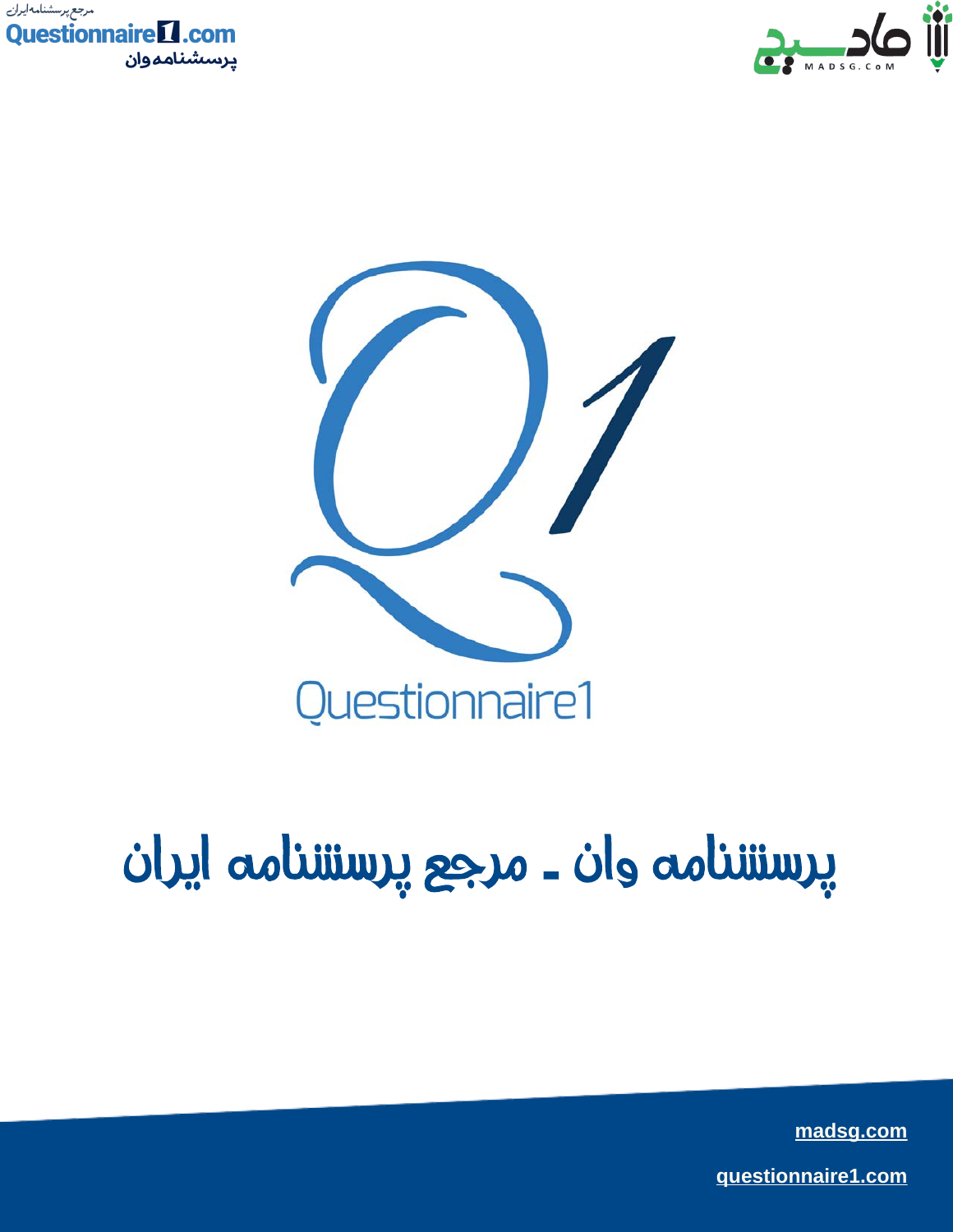Questionnaire1

# پرسشنامه وان - مرجع پرسشنامه ایران

madsg.com

questionnaire1.com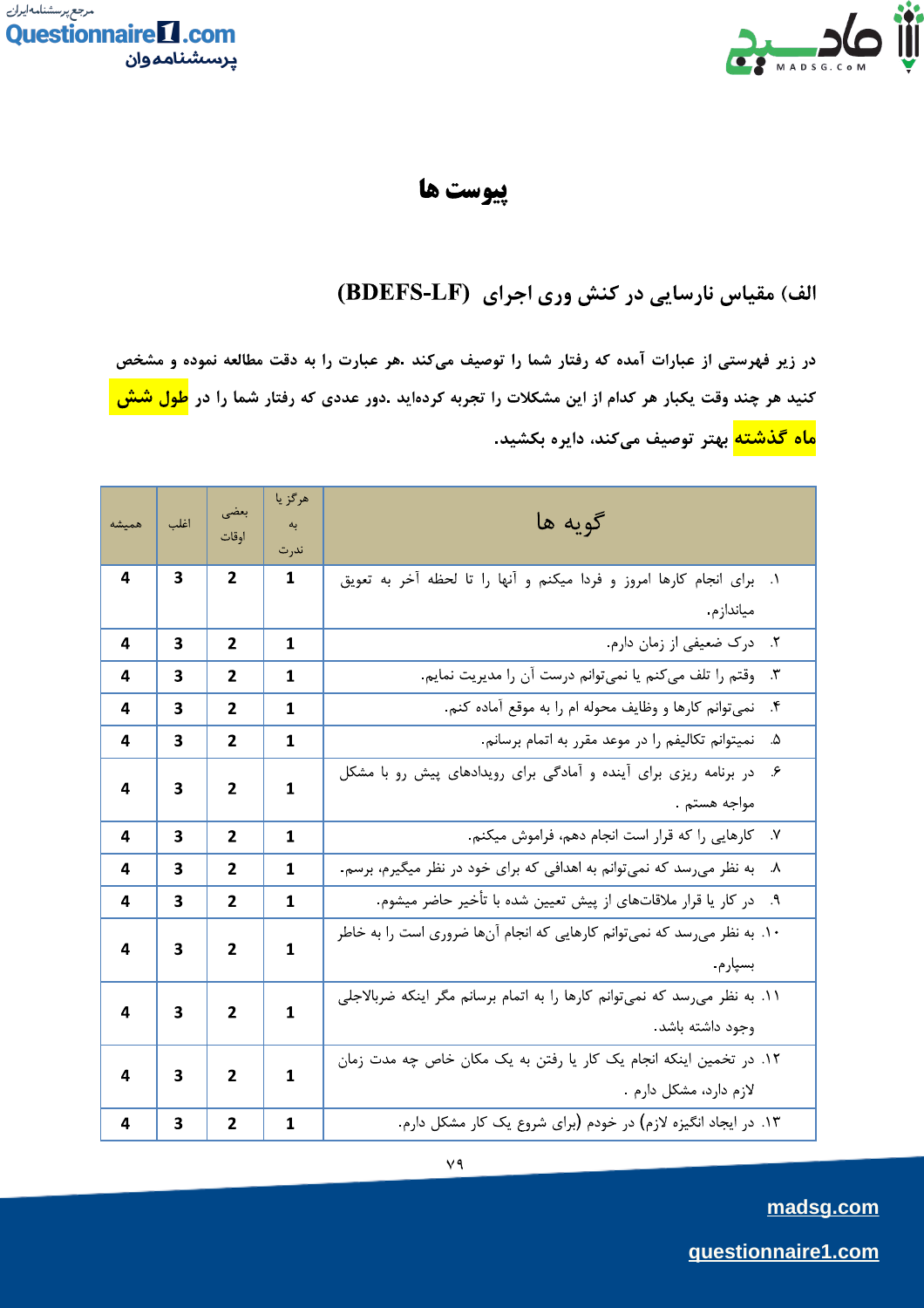# پیوست ها

## الف) مقیاس نارسایی در کنش وری اجرای (BDEFS-LF)

**در زیر فهرستی از عبارات آمده که رفتار شما را توصیف می‌کند .هر عبارت را به دقت مطالعه نموده و مشخص کنید هر چند وقت یکبار هر کدام از این مشکلات را تجربه کرده‌اید .دور عددی که رفتار شما را در طول شش ماه گذشته بهتر توصیف می‌کند، دایره بکشید.**

| گویه ها | هرگز یا به ندرت | بعضی اوقات | اغلب | همیشه |
|---|---|---|---|---|
| ۱. برای انجام کارها امروز و فردا میکنم و آنها را تا لحظه آخر به تعویق میاندازم. | 1 | 2 | 3 | 4 |
| ۲. درک ضعیفی از زمان دارم. | 1 | 2 | 3 | 4 |
| ۳. وقتم را تلف می‌کنم یا نمی‌توانم درست آن را مدیریت نمایم. | 1 | 2 | 3 | 4 |
| ۴. نمی‌توانم کارها و وظایف محوله ام را به موقع آماده کنم. | 1 | 2 | 3 | 4 |
| ۵. نمیتوانم تکالیفم را در موعد مقرر به اتمام برسانم. | 1 | 2 | 3 | 4 |
| ۶. در برنامه ریزی برای آینده و آمادگی برای رویدادهای پیش رو با مشکل مواجه هستم . | 1 | 2 | 3 | 4 |
| ۷. کارهایی را که قرار است انجام دهم، فراموش میکنم. | 1 | 2 | 3 | 4 |
| ۸. به نظر می‌رسد که نمی‌توانم به اهدافی که برای خود در نظر میگیرم، برسم. | 1 | 2 | 3 | 4 |
| ۹. در کار یا قرار ملاقات‌های از پیش تعیین شده با تأخیر حاضر میشوم. | 1 | 2 | 3 | 4 |
| ۱۰. به نظر می‌رسد که نمی‌توانم کارهایی که انجام آن‌ها ضروری است را به خاطر بسپارم. | 1 | 2 | 3 | 4 |
| ۱۱. به نظر می‌رسد که نمی‌توانم کارها را به اتمام برسانم مگر اینکه ضربالاجلی وجود داشته باشد. | 1 | 2 | 3 | 4 |
| ۱۲. در تخمین اینکه انجام یک کار یا رفتن به یک مکان خاص چه مدت زمان لازم دارد، مشکل دارم . | 1 | 2 | 3 | 4 |
| ۱۳. در ایجاد انگیزه لازم) در خودم (برای شروع یک کار مشکل دارم. | 1 | 2 | 3 | 4 |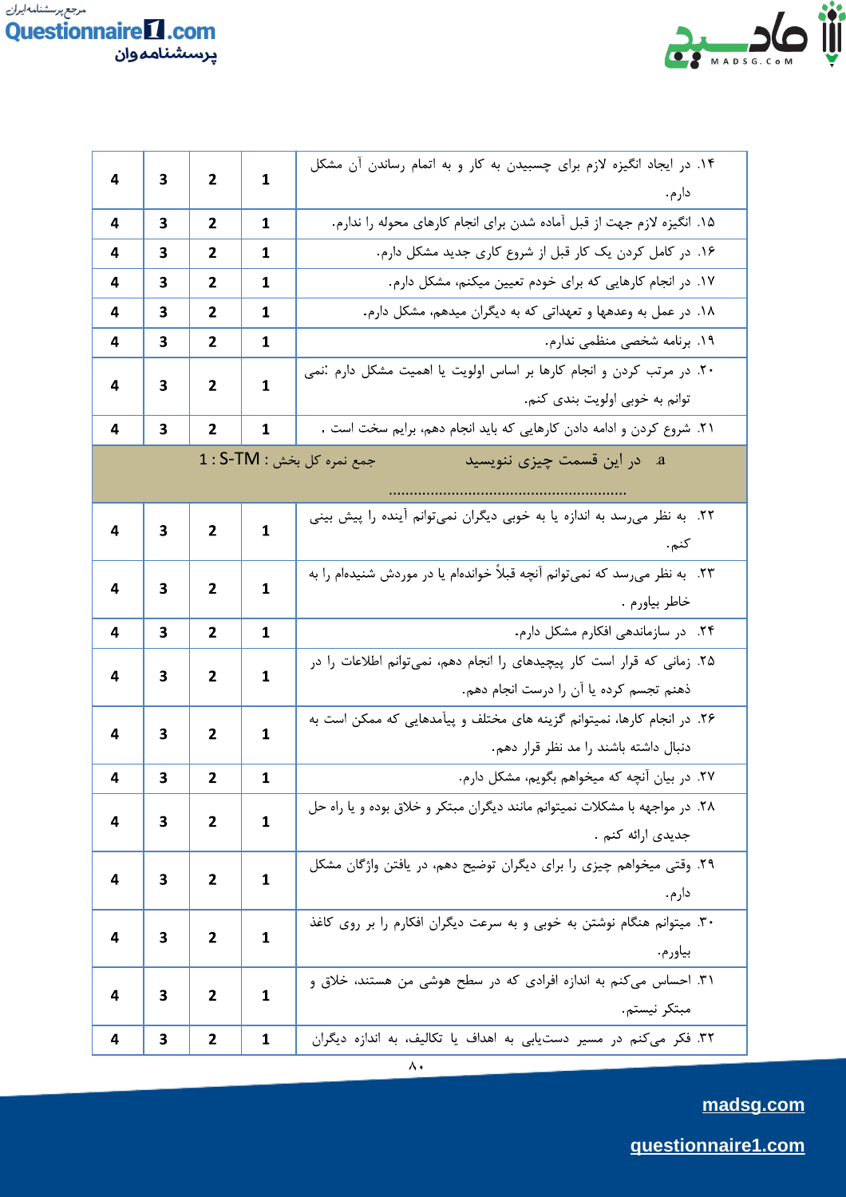| | | | | |
|---|---|---|---|---|
| ۱۴. در ایجاد انگیزه لازم برای چسبیدن به کار و به اتمام رساندن آن مشکل دارم. | 1 | 2 | 3 | 4 |
| ۱۵. انگیزه لازم جهت از قبل آماده شدن برای انجام کارهای محوله را ندارم. | 1 | 2 | 3 | 4 |
| ۱۶. در کامل کردن یک کار قبل از شروع کاری جدید مشکل دارم. | 1 | 2 | 3 | 4 |
| ۱۷. در انجام کارهایی که برای خودم تعیین میکنم، مشکل دارم. | 1 | 2 | 3 | 4 |
| ۱۸. در عمل به وعدهها و تعهداتی که به دیگران میدهم، مشکل دارم. | 1 | 2 | 3 | 4 |
| ۱۹. برنامه شخصی منظمی ندارم. | 1 | 2 | 3 | 4 |
| ۲۰. در مرتب کردن و انجام کارها بر اساس اولویت یا اهمیت مشکل دارم :نمی توانم به خوبی اولویت بندی کنم. | 1 | 2 | 3 | 4 |
| ۲۱. شروع کردن و ادامه دادن کارهایی که باید انجام دهم، برایم سخت است . | 1 | 2 | 3 | 4 |
| a. در این قسمت چیزی ننویسید جمع نمره کل بخش : 1 : S-TM ....................................................... | | | | |
| ۲۲. به نظر می‌رسد به اندازه یا به خوبی دیگران نمی‌توانم آینده را پیش بینی کنم. | 1 | 2 | 3 | 4 |
| ۲۳. به نظر می‌رسد که نمی‌توانم آنچه قبلاً خوانده‌ام یا در موردش شنیده‌ام را به خاطر بیاورم . | 1 | 2 | 3 | 4 |
| ۲۴. در سازماندهی افکارم مشکل دارم. | 1 | 2 | 3 | 4 |
| ۲۵. زمانی که قرار است کار پیچیده‌ای را انجام دهم، نمی‌توانم اطلاعات را در ذهنم تجسم کرده یا آن را درست انجام دهم. | 1 | 2 | 3 | 4 |
| ۲۶. در انجام کارها، نمیتوانم گزینه های مختلف و پیامدهایی که ممکن است به دنبال داشته باشند را مد نظر قرار دهم. | 1 | 2 | 3 | 4 |
| ۲۷. در بیان آنچه که میخواهم بگویم، مشکل دارم. | 1 | 2 | 3 | 4 |
| ۲۸. در مواجهه با مشکلات نمیتوانم مانند دیگران مبتکر و خلاق بوده و یا راه حل جدیدی ارائه کنم . | 1 | 2 | 3 | 4 |
| ۲۹. وقتی میخواهم چیزی را برای دیگران توضیح دهم، در یافتن واژگان مشکل دارم. | 1 | 2 | 3 | 4 |
| ۳۰. میتوانم هنگام نوشتن به خوبی و به سرعت دیگران افکارم را بر روی کاغذ بیاورم. | 1 | 2 | 3 | 4 |
| ۳۱. احساس می‌کنم به اندازه افرادی که در سطح هوشی من هستند، خلاق و مبتکر نیستم. | 1 | 2 | 3 | 4 |
| ۳۲. فکر می‌کنم در مسیر دست‌یابی به اهداف یا تکالیف، به اندازه دیگران | 1 | 2 | 3 | 4 |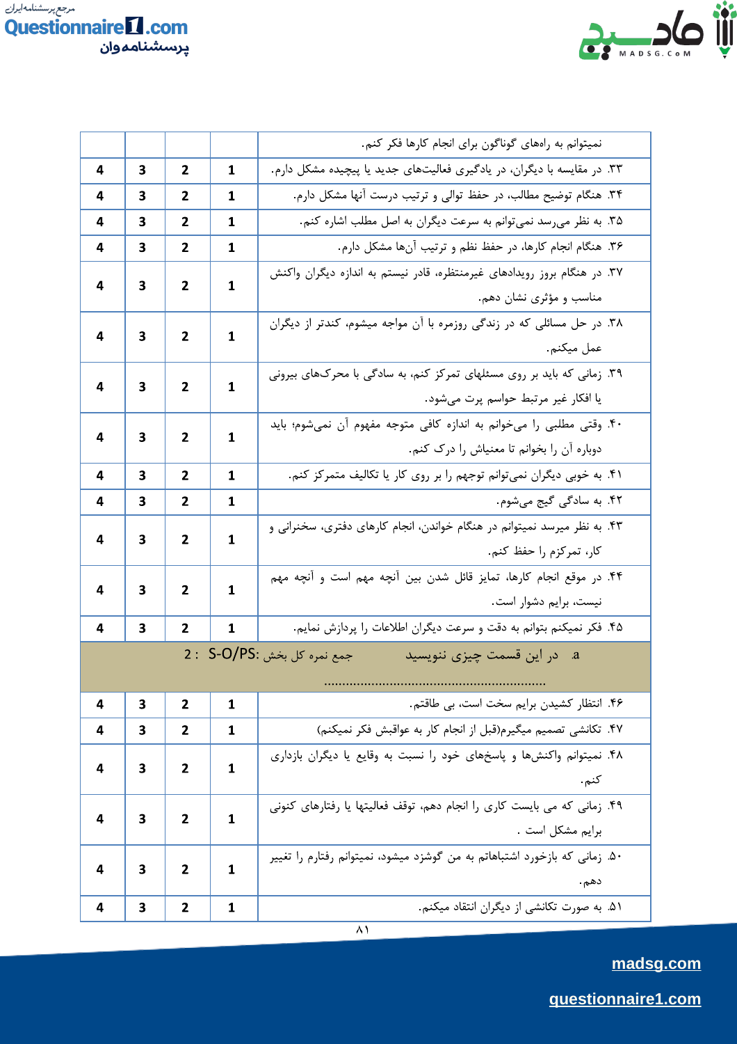| | | | | |
|---|---|---|---|---|
| نمیتوانم به راههای گوناگون برای انجام کارها فکر کنم. | | | | |
| ۳۳. در مقایسه با دیگران، در یادگیری فعالیت‌های جدید یا پیچیده مشکل دارم. | 1 | 2 | 3 | 4 |
| ۳۴. هنگام توضیح مطالب، در حفظ توالی و ترتیب درست آنها مشکل دارم. | 1 | 2 | 3 | 4 |
| ۳۵. به نظر می‌رسد نمی‌توانم به سرعت دیگران به اصل مطلب اشاره کنم. | 1 | 2 | 3 | 4 |
| ۳۶. هنگام انجام کارها، در حفظ نظم و ترتیب آن‌ها مشکل دارم. | 1 | 2 | 3 | 4 |
| ۳۷. در هنگام بروز رویدادهای غیرمنتظره، قادر نیستم به اندازه دیگران واکنش مناسب و مؤثری نشان دهم. | 1 | 2 | 3 | 4 |
| ۳۸. در حل مسائلی که در زندگی روزمره با آن مواجه میشوم، کندتر از دیگران عمل میکنم. | 1 | 2 | 3 | 4 |
| ۳۹. زمانی که باید بر روی مسئلهای تمرکز کنم، به سادگی با محرک‌های بیرونی یا افکار غیر مرتبط حواسم پرت می‌شود. | 1 | 2 | 3 | 4 |
| ۴۰. وقتی مطلبی را می‌خوانم به اندازه کافی متوجه مفهوم آن نمی‌شوم؛ باید دوباره آن را بخوانم تا معنیاش را درک کنم. | 1 | 2 | 3 | 4 |
| ۴۱. به خوبی دیگران نمی‌توانم توجهم را بر روی کار یا تکالیف متمرکز کنم. | 1 | 2 | 3 | 4 |
| ۴۲. به سادگی گیج می‌شوم. | 1 | 2 | 3 | 4 |
| ۴۳. به نظر میرسد نمیتوانم در هنگام خواندن، انجام کارهای دفتری، سخنرانی و کار، تمرکزم را حفظ کنم. | 1 | 2 | 3 | 4 |
| ۴۴. در موقع انجام کارها، تمایز قائل شدن بین آنچه مهم است و آنچه مهم نیست، برایم دشوار است. | 1 | 2 | 3 | 4 |
| ۴۵. فکر نمیکنم بتوانم به دقت و سرعت دیگران اطلاعات را پردازش نمایم. | 1 | 2 | 3 | 4 |
| a. در این قسمت چیزی ننویسید &nbsp;&nbsp;&nbsp; جمع نمره کل بخش S-O/PS: 2 ............................................................ | | | | |
| ۴۶. انتظار کشیدن برایم سخت است، بی طاقتم. | 1 | 2 | 3 | 4 |
| ۴۷. تکانشی تصمیم میگیرم(قبل از انجام کار به عواقبش فکر نمیکنم) | 1 | 2 | 3 | 4 |
| ۴۸. نمیتوانم واکنش‌ها و پاسخ‌های خود را نسبت به وقایع یا دیگران بازداری کنم. | 1 | 2 | 3 | 4 |
| ۴۹. زمانی که می بایست کاری را انجام دهم، توقف فعالیتها یا رفتارهای کنونی برایم مشکل است . | 1 | 2 | 3 | 4 |
| ۵۰. زمانی که بازخورد اشتباهاتم به من گوشزد میشود، نمیتوانم رفتارم را تغییر دهم. | 1 | 2 | 3 | 4 |
| ۵۱. به صورت تکانشی از دیگران انتقاد میکنم. | 1 | 2 | 3 | 4 |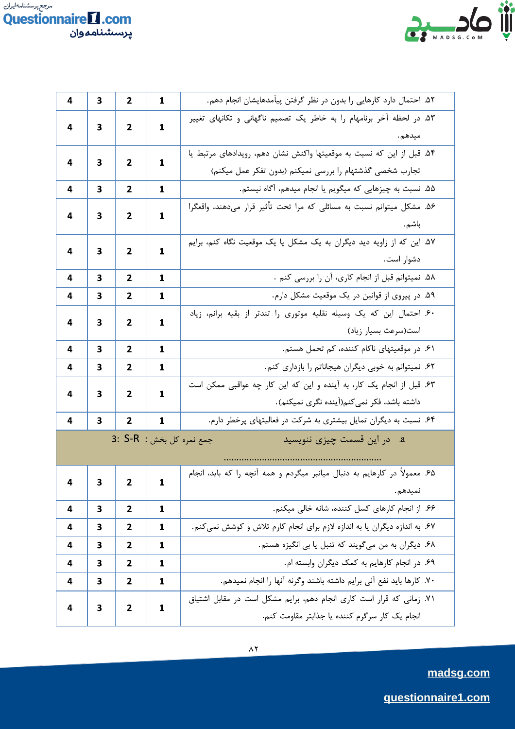| | | | | |
|---|---|---|---|---|
| ۵۲. احتمال دارد کارهایی را بدون در نظر گرفتن پیآمدهایشان انجام دهم. | 1 | 2 | 3 | 4 |
| ۵۳. در لحظه آخر برنامهام را به خاطر یک تصمیم ناگهانی و تکانهای تغییر میدهم. | 1 | 2 | 3 | 4 |
| ۵۴. قبل از این که نسبت به موقعیتها واکنش نشان دهم، رویدادهای مرتبط یا تجارب شخصی گذشتهام را بررسی نمیکنم (بدون تفکر عمل میکنم) | 1 | 2 | 3 | 4 |
| ۵۵. نسبت به چیزهایی که میگویم یا انجام میدهم، آگاه نیستم. | 1 | 2 | 3 | 4 |
| ۵۶. مشکل میتوانم نسبت به مسائلی که مرا تحت تأثیر قرار میدهند، واقعگرا باشم. | 1 | 2 | 3 | 4 |
| ۵۷. این که از زاویه دید دیگران به یک مشکل یا یک موقعیت نگاه کنم، برایم دشوار است. | 1 | 2 | 3 | 4 |
| ۵۸. نمیتوانم قبل از انجام کاری، آن را بررسی کنم . | 1 | 2 | 3 | 4 |
| ۵۹. در پیروی از قوانین در یک موقعیت مشکل دارم. | 1 | 2 | 3 | 4 |
| ۶۰. احتمال این که یک وسیله نقلیه موتوری را تندتر از بقیه برانم، زیاد است(سرعت بسیار زیاد) | 1 | 2 | 3 | 4 |
| ۶۱. در موقعیتهای ناکام کننده، کم تحمل هستم. | 1 | 2 | 3 | 4 |
| ۶۲. نمیتوانم به خوبی دیگران هیجاناتم را بازداری کنم. | 1 | 2 | 3 | 4 |
| ۶۳. قبل از انجام یک کار، به آینده و این که این کار چه عواقبی ممکن است داشته باشد، فکر نمیکنم(آینده نگری نمیکنم). | 1 | 2 | 3 | 4 |
| ۶۴. نسبت به دیگران تمایل بیشتری به شرکت در فعالیتهای پرخطر دارم. | 1 | 2 | 3 | 4 |
| a. در این قسمت چیزی ننویسید ............................................................ | جمع نمره کل بخش : S-R :3 | | | |
| ۶۵. معمولاً در کارهایم به دنبال میانبر میگردم و همه آنچه را که باید، انجام نمیدهم. | 1 | 2 | 3 | 4 |
| ۶۶. از انجام کارهای کسل کننده، شانه خالی میکنم. | 1 | 2 | 3 | 4 |
| ۶۷. به اندازه دیگران یا به اندازه لازم برای انجام کارم تلاش و کوشش نمیکنم. | 1 | 2 | 3 | 4 |
| ۶۸. دیگران به من میگویند که تنبل یا بی انگیزه هستم. | 1 | 2 | 3 | 4 |
| ۶۹. در انجام کارهایم به کمک دیگران وابسته ام. | 1 | 2 | 3 | 4 |
| ۷۰. کارها باید نفع آنی برایم داشته باشند وگرنه آنها را انجام نمیدهم. | 1 | 2 | 3 | 4 |
| ۷۱. زمانی که قرار است کاری انجام دهم، برایم مشکل است در مقابل اشتیاق انجام یک کار سرگرم کننده یا جذابتر مقاومت کنم. | 1 | 2 | 3 | 4 |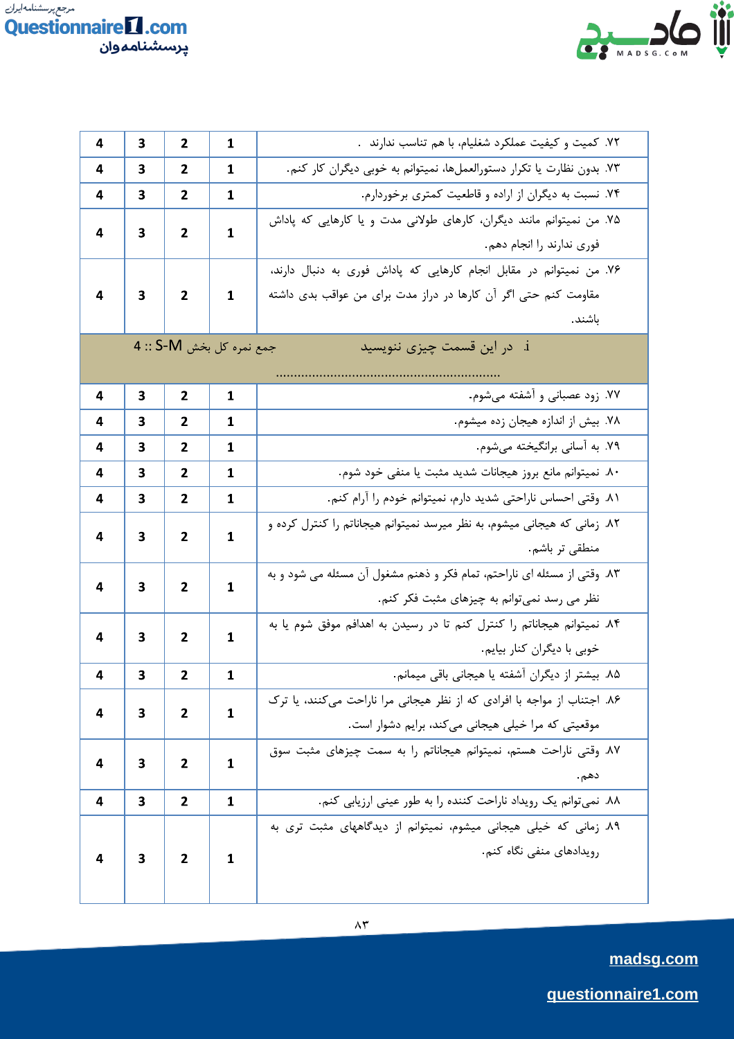| | | | | |
|---|---|---|---|---|
| ۷۲. کمیت و کیفیت عملکرد شغلیام، با هم تناسب ندارند . | 1 | 2 | 3 | 4 |
| ۷۳. بدون نظارت یا تکرار دستورالعملها، نمیتوانم به خوبی دیگران کار کنم. | 1 | 2 | 3 | 4 |
| ۷۴. نسبت به دیگران از اراده و قاطعیت کمتری برخوردارم. | 1 | 2 | 3 | 4 |
| ۷۵. من نمیتوانم مانند دیگران، کارهای طولانی مدت و یا کارهایی که پاداش فوری ندارند را انجام دهم. | 1 | 2 | 3 | 4 |
| ۷۶. من نمیتوانم در مقابل انجام کارهایی که پاداش فوری به دنبال دارند، مقاومت کنم حتی اگر آن کارها در دراز مدت برای من عواقب بدی داشته باشند. | 1 | 2 | 3 | 4 |
| i. در این قسمت چیزی ننویسید ............................................................. جمع نمره کل بخش S-M :: 4 | | | | |
| ۷۷. زود عصبانی و آشفته میشوم. | 1 | 2 | 3 | 4 |
| ۷۸. بیش از اندازه هیجان زده میشوم. | 1 | 2 | 3 | 4 |
| ۷۹. به آسانی برانگیخته میشوم. | 1 | 2 | 3 | 4 |
| ۸۰. نمیتوانم مانع بروز هیجانات شدید مثبت یا منفی خود شوم. | 1 | 2 | 3 | 4 |
| ۸۱. وقتی احساس ناراحتی شدید دارم، نمیتوانم خودم را آرام کنم. | 1 | 2 | 3 | 4 |
| ۸۲. زمانی که هیجانی میشوم، به نظر میرسد نمیتوانم هیجاناتم را کنترل کرده و منطقی تر باشم. | 1 | 2 | 3 | 4 |
| ۸۳. وقتی از مسئله ای ناراحتم، تمام فکر و ذهنم مشغول آن مسئله می شود و به نظر می رسد نمیتوانم به چیزهای مثبت فکر کنم. | 1 | 2 | 3 | 4 |
| ۸۴. نمیتوانم هیجاناتم را کنترل کنم تا در رسیدن به اهدافم موفق شوم یا به خوبی با دیگران کنار بیایم. | 1 | 2 | 3 | 4 |
| ۸۵. بیشتر از دیگران آشفته یا هیجانی باقی میمانم. | 1 | 2 | 3 | 4 |
| ۸۶. اجتناب از مواجه با افرادی که از نظر هیجانی مرا ناراحت میکنند، یا ترک موقعیتی که مرا خیلی هیجانی میکند، برایم دشوار است. | 1 | 2 | 3 | 4 |
| ۸۷. وقتی ناراحت هستم، نمیتوانم هیجاناتم را به سمت چیزهای مثبت سوق دهم. | 1 | 2 | 3 | 4 |
| ۸۸. نمیتوانم یک رویداد ناراحت کننده را به طور عینی ارزیابی کنم. | 1 | 2 | 3 | 4 |
| ۸۹. زمانی که خیلی هیجانی میشوم، نمیتوانم از دیدگاههای مثبت تری به رویدادهای منفی نگاه کنم. | 1 | 2 | 3 | 4 |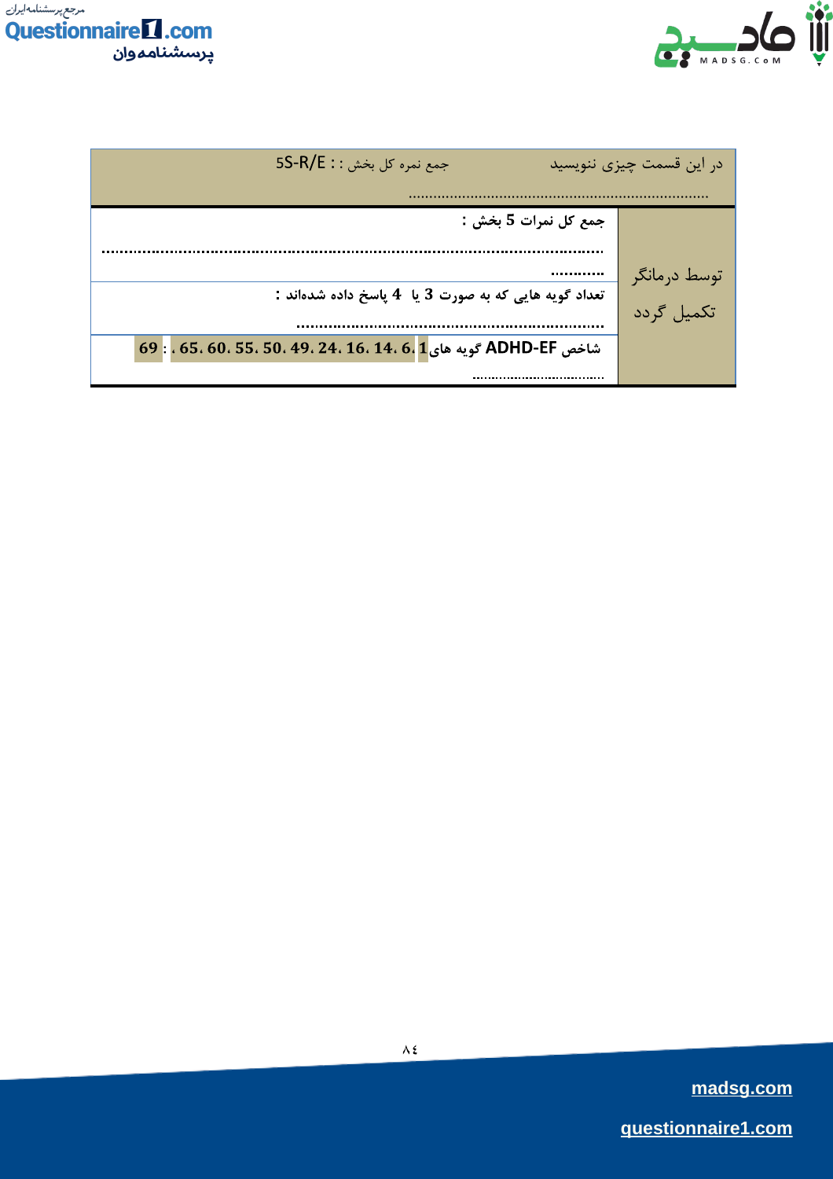| | |
|---|---|
| در این قسمت چیزی ننویسید ........................................................................ | جمع نمره کل بخش : : 5S-R/E |

| | |
|---|---|
| توسط درمانگر تکمیل گردد | جمع کل نمرات 5 بخش : ........................................................................................................................ |
| | تعداد گویه هایی که به صورت 3 یا 4 پاسخ داده شده‌اند : ........................................................................ |
| | شاخص ADHD-EF گویه های 1، 6، 14، 16، 24، 49، 50، 55، 60، 65 ، 69 : ...................................... |